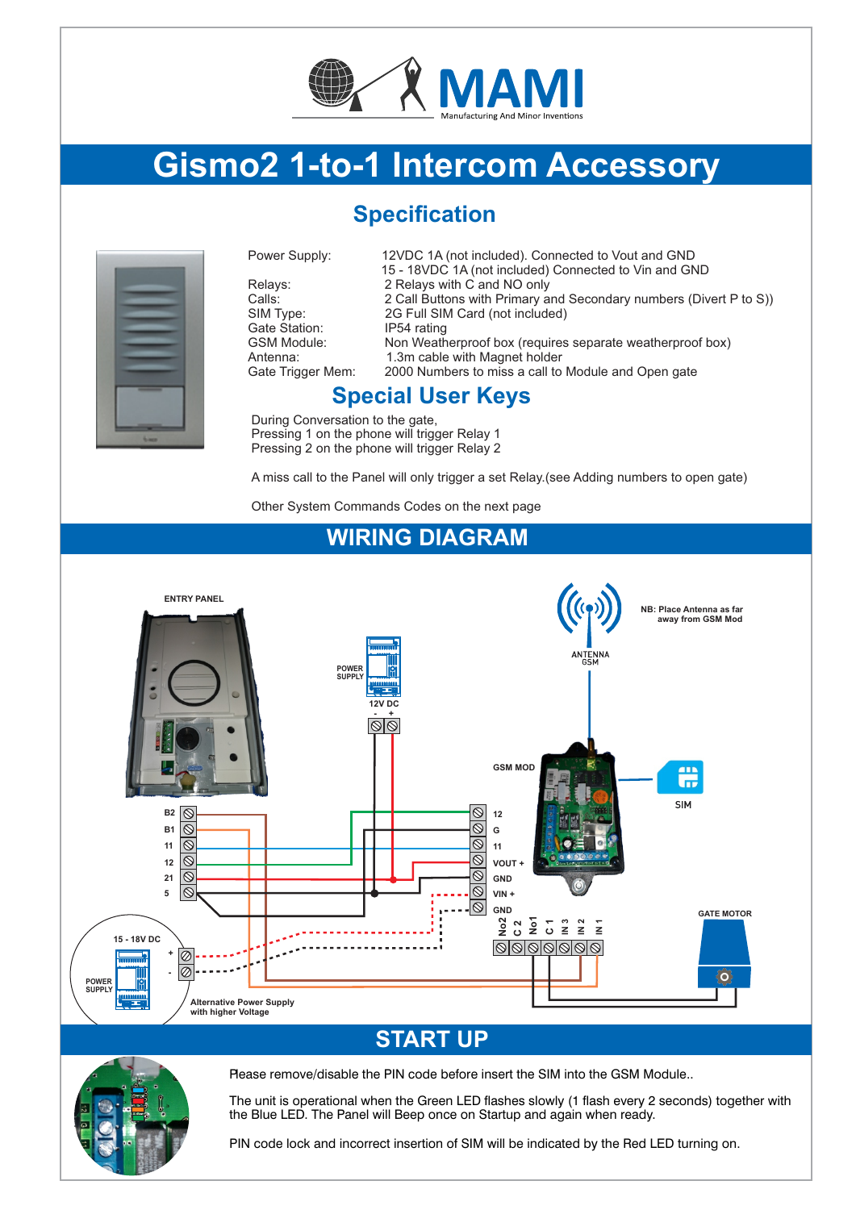MAMI
Manufacturing And Minor Inventions

# Gismo2 1-to-1 Intercom Accessory

## Specification

| | |
|---|---|
| Power Supply: | 12VDC 1A (not included). Connected to Vout and GND<br>15 - 18VDC 1A (not included) Connected to Vin and GND |
| Relays: | 2 Relays with C and NO only |
| Calls: | 2 Call Buttons with Primary and Secondary numbers (Divert P to S)) |
| SIM Type: | 2G Full SIM Card (not included) |
| Gate Station: | IP54 rating |
| GSM Module: | Non Weatherproof box (requires separate weatherproof box) |
| Antenna: | 1.3m cable with Magnet holder |
| Gate Trigger Mem: | 2000 Numbers to miss a call to Module and Open gate |

## Special User Keys

During Conversation to the gate,
Pressing 1 on the phone will trigger Relay 1
Pressing 2 on the phone will trigger Relay 2

A miss call to the Panel will only trigger a set Relay.(see Adding numbers to open gate)

Other System Commands Codes on the next page

## WIRING DIAGRAM

ENTRY PANEL

POWER SUPPLY
12V DC
- +

ANTENNA GSM

NB: Place Antenna as far away from GSM Mod

GSM MOD

SIM

B2
B1
11
12
21
5

12
G
11
VOUT +
GND
VIN +
GND

No2 C2 No1 C1 IN3 IN2 IN1

GATE MOTOR

15 - 18V DC
POWER SUPPLY
+
-
Alternative Power Supply with higher Voltage

## START UP

Rease remove/disable the PIN code before insert the SIM into the GSM Module..

The unit is operational when the Green LED flashes slowly (1 flash every 2 seconds) together with the Blue LED. The Panel will Beep once on Startup and again when ready.

PIN code lock and incorrect insertion of SIM will be indicated by the Red LED turning on.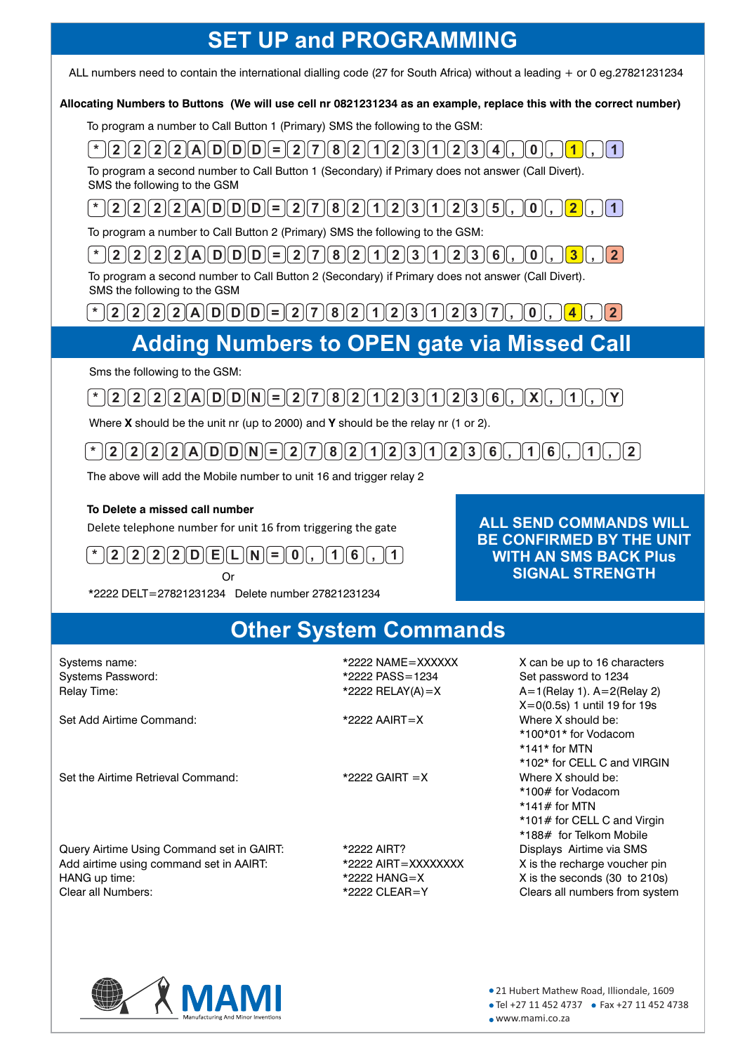# SET UP and PROGRAMMING

ALL numbers need to contain the international dialling code (27 for South Africa) without a leading + or 0 eg.27821231234

**Allocating Numbers to Buttons (We will use cell nr 0821231234 as an example, replace this with the correct number)**

To program a number to Call Button 1 (Primary) SMS the following to the GSM:

*2222ADDD=27821231234,0,1,1

To program a second number to Call Button 1 (Secondary) if Primary does not answer (Call Divert). SMS the following to the GSM

*2222ADDD=27821231235,0,2,1

To program a number to Call Button 2 (Primary) SMS the following to the GSM:

*2222ADDD=27821231236,0,3,2

To program a second number to Call Button 2 (Secondary) if Primary does not answer (Call Divert). SMS the following to the GSM

*2222ADDD=27821231237,0,4,2

# Adding Numbers to OPEN gate via Missed Call

Sms the following to the GSM:

*2222ADDN=27821231236,X,1,Y

Where **X** should be the unit nr (up to 2000) and **Y** should be the relay nr (1 or 2).

*2222ADDN=27821231236,16,1,2

The above will add the Mobile number to unit 16 and trigger relay 2

**To Delete a missed call number**

Delete telephone number for unit 16 from triggering the gate

*2222DELN=0,16,1

Or

*2222 DELT=27821231234 Delete number 27821231234

**ALL SEND COMMANDS WILL BE CONFIRMED BY THE UNIT WITH AN SMS BACK Plus SIGNAL STRENGTH**

# Other System Commands

| | | |
|---|---|---|
| Systems name: | *2222 NAME=XXXXXX | X can be up to 16 characters |
| Systems Password: | *2222 PASS=1234 | Set password to 1234 |
| Relay Time: | *2222 RELAY(A)=X | A=1(Relay 1). A=2(Relay 2)<br>X=0(0.5s) 1 until 19 for 19s |
| Set Add Airtime Command: | *2222 AAIRT=X | Where X should be:<br>*100*01* for Vodacom<br>*141* for MTN<br>*102* for CELL C and VIRGIN |
| Set the Airtime Retrieval Command: | *2222 GAIRT =X | Where X should be:<br>*100# for Vodacom<br>*141# for MTN<br>*101# for CELL C and Virgin<br>*188# for Telkom Mobile |
| Query Airtime Using Command set in GAIRT: | *2222 AIRT? | Displays Airtime via SMS |
| Add airtime using command set in AAIRT: | *2222 AIRT=XXXXXXXX | X is the recharge voucher pin |
| HANG up time: | *2222 HANG=X | X is the seconds (30 to 210s) |
| Clear all Numbers: | *2222 CLEAR=Y | Clears all numbers from system |

MAMI
Manufacturing And Minor Inventions

- 21 Hubert Mathew Road, Illiondale, 1609
- Tel +27 11 452 4737
- Fax +27 11 452 4738
- www.mami.co.za